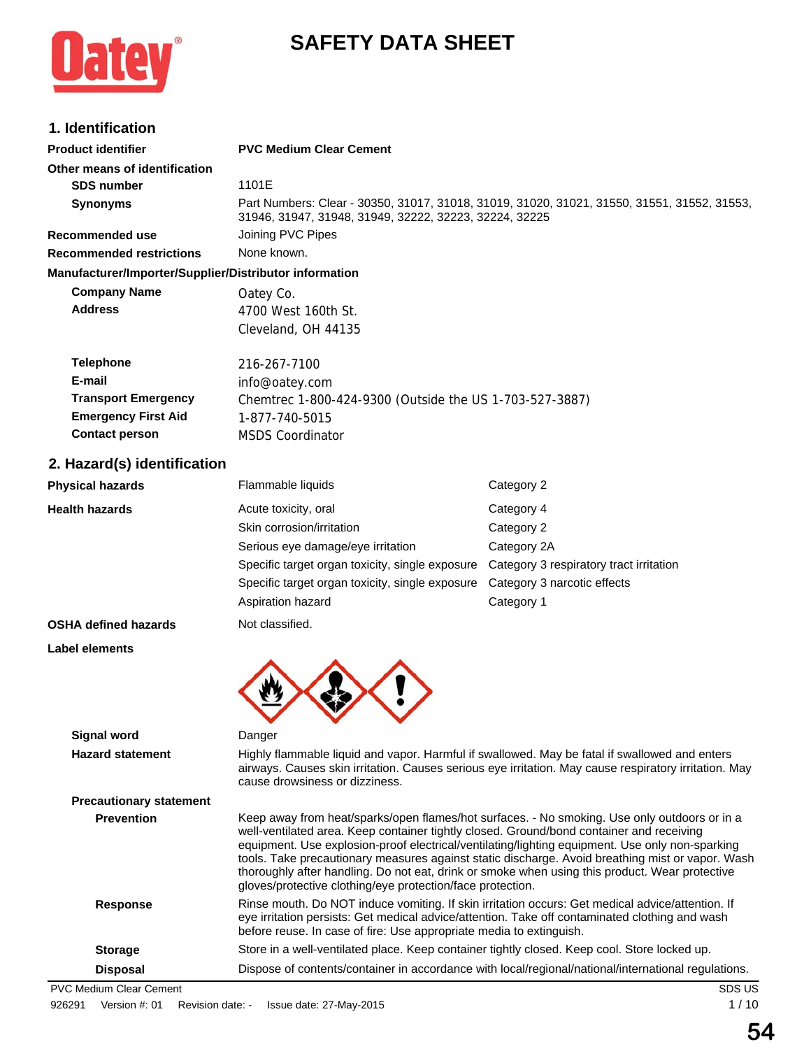# SAFETY DATA SHEET

## 1. Identification

| | |
|---|---|
| **Product identifier** | **PVC Medium Clear Cement** |
| **Other means of identification** | |
| **SDS number** | 1101E |
| **Synonyms** | Part Numbers: Clear - 30350, 31017, 31018, 31019, 31020, 31021, 31550, 31551, 31552, 31553, 31946, 31947, 31948, 31949, 32222, 32223, 32224, 32225 |
| **Recommended use** | Joining PVC Pipes |
| **Recommended restrictions** | None known. |

**Manufacturer/Importer/Supplier/Distributor information**

| | |
|---|---|
| **Company Name** | Oatey Co. |
| **Address** | 4700 West 160th St.<br>Cleveland, OH 44135 |
| **Telephone** | 216-267-7100 |
| **E-mail** | info@oatey.com |
| **Transport Emergency** | Chemtrec 1-800-424-9300 (Outside the US 1-703-527-3887) |
| **Emergency First Aid** | 1-877-740-5015 |
| **Contact person** | MSDS Coordinator |

## 2. Hazard(s) identification

| | | |
|---|---|---|
| **Physical hazards** | Flammable liquids | Category 2 |
| **Health hazards** | Acute toxicity, oral | Category 4 |
| | Skin corrosion/irritation | Category 2 |
| | Serious eye damage/eye irritation | Category 2A |
| | Specific target organ toxicity, single exposure | Category 3 respiratory tract irritation |
| | Specific target organ toxicity, single exposure | Category 3 narcotic effects |
| | Aspiration hazard | Category 1 |
| **OSHA defined hazards** | Not classified. | |

**Label elements**

| | |
|---|---|
| **Signal word** | Danger |
| **Hazard statement** | Highly flammable liquid and vapor. Harmful if swallowed. May be fatal if swallowed and enters airways. Causes skin irritation. Causes serious eye irritation. May cause respiratory irritation. May cause drowsiness or dizziness. |

**Precautionary statement**

| | |
|---|---|
| **Prevention** | Keep away from heat/sparks/open flames/hot surfaces. - No smoking. Use only outdoors or in a well-ventilated area. Keep container tightly closed. Ground/bond container and receiving equipment. Use explosion-proof electrical/ventilating/lighting equipment. Use only non-sparking tools. Take precautionary measures against static discharge. Avoid breathing mist or vapor. Wash thoroughly after handling. Do not eat, drink or smoke when using this product. Wear protective gloves/protective clothing/eye protection/face protection. |
| **Response** | Rinse mouth. Do NOT induce vomiting. If skin irritation occurs: Get medical advice/attention. If eye irritation persists: Get medical advice/attention. Take off contaminated clothing and wash before reuse. In case of fire: Use appropriate media to extinguish. |
| **Storage** | Store in a well-ventilated place. Keep container tightly closed. Keep cool. Store locked up. |
| **Disposal** | Dispose of contents/container in accordance with local/regional/national/international regulations. |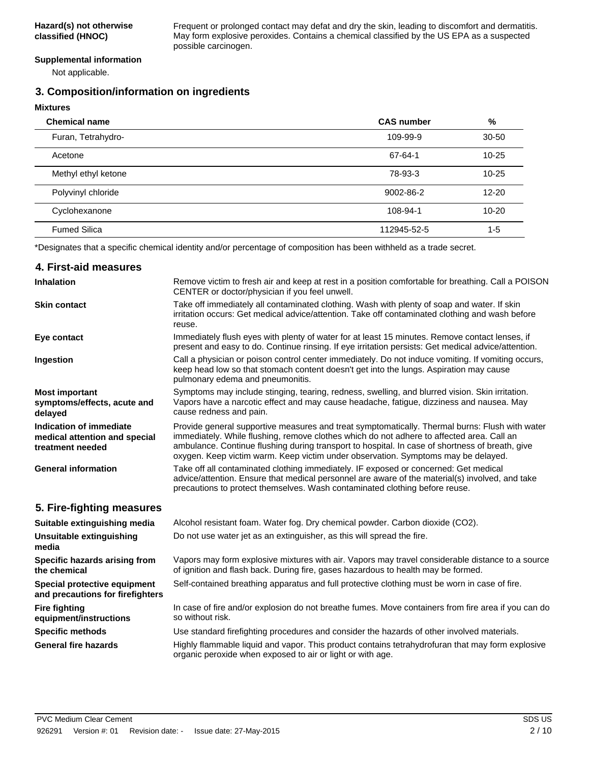**Hazard(s) not otherwise classified (HNOC)**

Frequent or prolonged contact may defat and dry the skin, leading to discomfort and dermatitis. May form explosive peroxides. Contains a chemical classified by the US EPA as a suspected possible carcinogen.

**Supplemental information**

Not applicable.

## 3. Composition/information on ingredients

**Mixtures**

| Chemical name | CAS number | % |
|---|---|---|
| Furan, Tetrahydro- | 109-99-9 | 30-50 |
| Acetone | 67-64-1 | 10-25 |
| Methyl ethyl ketone | 78-93-3 | 10-25 |
| Polyvinyl chloride | 9002-86-2 | 12-20 |
| Cyclohexanone | 108-94-1 | 10-20 |
| Fumed Silica | 112945-52-5 | 1-5 |

*Designates that a specific chemical identity and/or percentage of composition has been withheld as a trade secret.

## 4. First-aid measures

**Inhalation**

Remove victim to fresh air and keep at rest in a position comfortable for breathing. Call a POISON CENTER or doctor/physician if you feel unwell.

**Skin contact**

Take off immediately all contaminated clothing. Wash with plenty of soap and water. If skin irritation occurs: Get medical advice/attention. Take off contaminated clothing and wash before reuse.

**Eye contact**

Immediately flush eyes with plenty of water for at least 15 minutes. Remove contact lenses, if present and easy to do. Continue rinsing. If eye irritation persists: Get medical advice/attention.

**Ingestion**

Call a physician or poison control center immediately. Do not induce vomiting. If vomiting occurs, keep head low so that stomach content doesn't get into the lungs. Aspiration may cause pulmonary edema and pneumonitis.

**Most important symptoms/effects, acute and delayed**

Symptoms may include stinging, tearing, redness, swelling, and blurred vision. Skin irritation. Vapors have a narcotic effect and may cause headache, fatigue, dizziness and nausea. May cause redness and pain.

**Indication of immediate medical attention and special treatment needed**

Provide general supportive measures and treat symptomatically. Thermal burns: Flush with water immediately. While flushing, remove clothes which do not adhere to affected area. Call an ambulance. Continue flushing during transport to hospital. In case of shortness of breath, give oxygen. Keep victim warm. Keep victim under observation. Symptoms may be delayed.

**General information**

Take off all contaminated clothing immediately. IF exposed or concerned: Get medical advice/attention. Ensure that medical personnel are aware of the material(s) involved, and take precautions to protect themselves. Wash contaminated clothing before reuse.

## 5. Fire-fighting measures

**Suitable extinguishing media**

Alcohol resistant foam. Water fog. Dry chemical powder. Carbon dioxide ($CO_2$).

**Unsuitable extinguishing media**

Do not use water jet as an extinguisher, as this will spread the fire.

**Specific hazards arising from the chemical**

Vapors may form explosive mixtures with air. Vapors may travel considerable distance to a source of ignition and flash back. During fire, gases hazardous to health may be formed.

**Special protective equipment and precautions for firefighters**

Self-contained breathing apparatus and full protective clothing must be worn in case of fire.

**Fire fighting equipment/instructions**

In case of fire and/or explosion do not breathe fumes. Move containers from fire area if you can do so without risk.

**Specific methods**

Use standard firefighting procedures and consider the hazards of other involved materials.

**General fire hazards**

Highly flammable liquid and vapor. This product contains tetrahydrofuran that may form explosive organic peroxide when exposed to air or light or with age.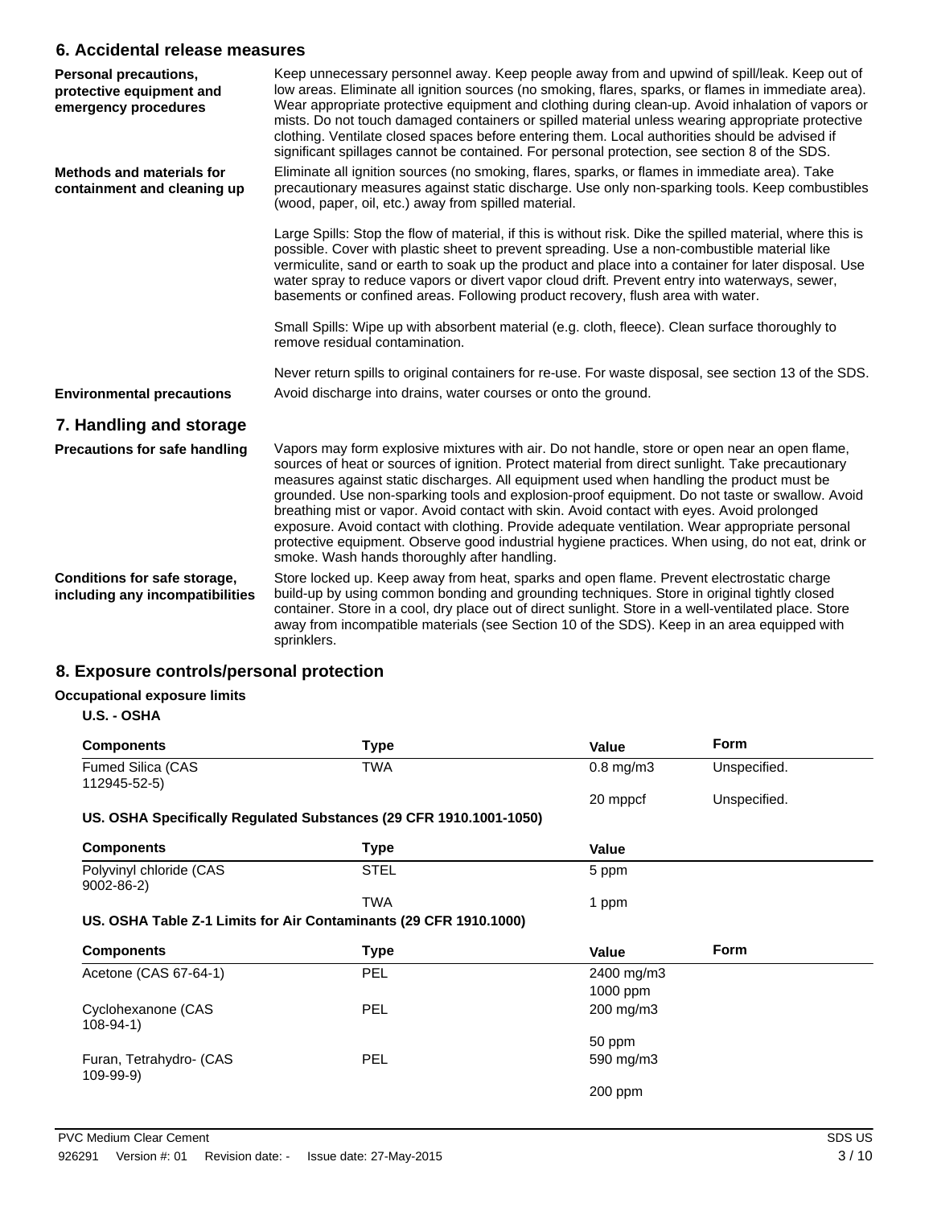## 6. Accidental release measures

**Personal precautions, protective equipment and emergency procedures**

Keep unnecessary personnel away. Keep people away from and upwind of spill/leak. Keep out of low areas. Eliminate all ignition sources (no smoking, flares, sparks, or flames in immediate area). Wear appropriate protective equipment and clothing during clean-up. Avoid inhalation of vapors or mists. Do not touch damaged containers or spilled material unless wearing appropriate protective clothing. Ventilate closed spaces before entering them. Local authorities should be advised if significant spillages cannot be contained. For personal protection, see section 8 of the SDS.

**Methods and materials for containment and cleaning up**

Eliminate all ignition sources (no smoking, flares, sparks, or flames in immediate area). Take precautionary measures against static discharge. Use only non-sparking tools. Keep combustibles (wood, paper, oil, etc.) away from spilled material.

Large Spills: Stop the flow of material, if this is without risk. Dike the spilled material, where this is possible. Cover with plastic sheet to prevent spreading. Use a non-combustible material like vermiculite, sand or earth to soak up the product and place into a container for later disposal. Use water spray to reduce vapors or divert vapor cloud drift. Prevent entry into waterways, sewer, basements or confined areas. Following product recovery, flush area with water.

Small Spills: Wipe up with absorbent material (e.g. cloth, fleece). Clean surface thoroughly to remove residual contamination.

Never return spills to original containers for re-use. For waste disposal, see section 13 of the SDS.

**Environmental precautions**

Avoid discharge into drains, water courses or onto the ground.

## 7. Handling and storage

**Precautions for safe handling**

Vapors may form explosive mixtures with air. Do not handle, store or open near an open flame, sources of heat or sources of ignition. Protect material from direct sunlight. Take precautionary measures against static discharges. All equipment used when handling the product must be grounded. Use non-sparking tools and explosion-proof equipment. Do not taste or swallow. Avoid breathing mist or vapor. Avoid contact with skin. Avoid contact with eyes. Avoid prolonged exposure. Avoid contact with clothing. Provide adequate ventilation. Wear appropriate personal protective equipment. Observe good industrial hygiene practices. When using, do not eat, drink or smoke. Wash hands thoroughly after handling.

**Conditions for safe storage, including any incompatibilities**

Store locked up. Keep away from heat, sparks and open flame. Prevent electrostatic charge build-up by using common bonding and grounding techniques. Store in original tightly closed container. Store in a cool, dry place out of direct sunlight. Store in a well-ventilated place. Store away from incompatible materials (see Section 10 of the SDS). Keep in an area equipped with sprinklers.

## 8. Exposure controls/personal protection

**Occupational exposure limits**

**U.S. - OSHA**

| Components | Type | Value | Form |
|---|---|---|---|
| Fumed Silica (CAS 112945-52-5) | TWA | 0.8 mg/m3 | Unspecified. |
| | | 20 mppcf | Unspecified. |

**US. OSHA Specifically Regulated Substances (29 CFR 1910.1001-1050)**

| Components | Type | Value |
|---|---|---|
| Polyvinyl chloride (CAS 9002-86-2) | STEL | 5 ppm |
| | TWA | 1 ppm |

**US. OSHA Table Z-1 Limits for Air Contaminants (29 CFR 1910.1000)**

| Components | Type | Value | Form |
|---|---|---|---|
| Acetone (CAS 67-64-1) | PEL | 2400 mg/m3 | |
| | | 1000 ppm | |
| Cyclohexanone (CAS 108-94-1) | PEL | 200 mg/m3 | |
| | | 50 ppm | |
| Furan, Tetrahydro- (CAS 109-99-9) | PEL | 590 mg/m3 | |
| | | 200 ppm | |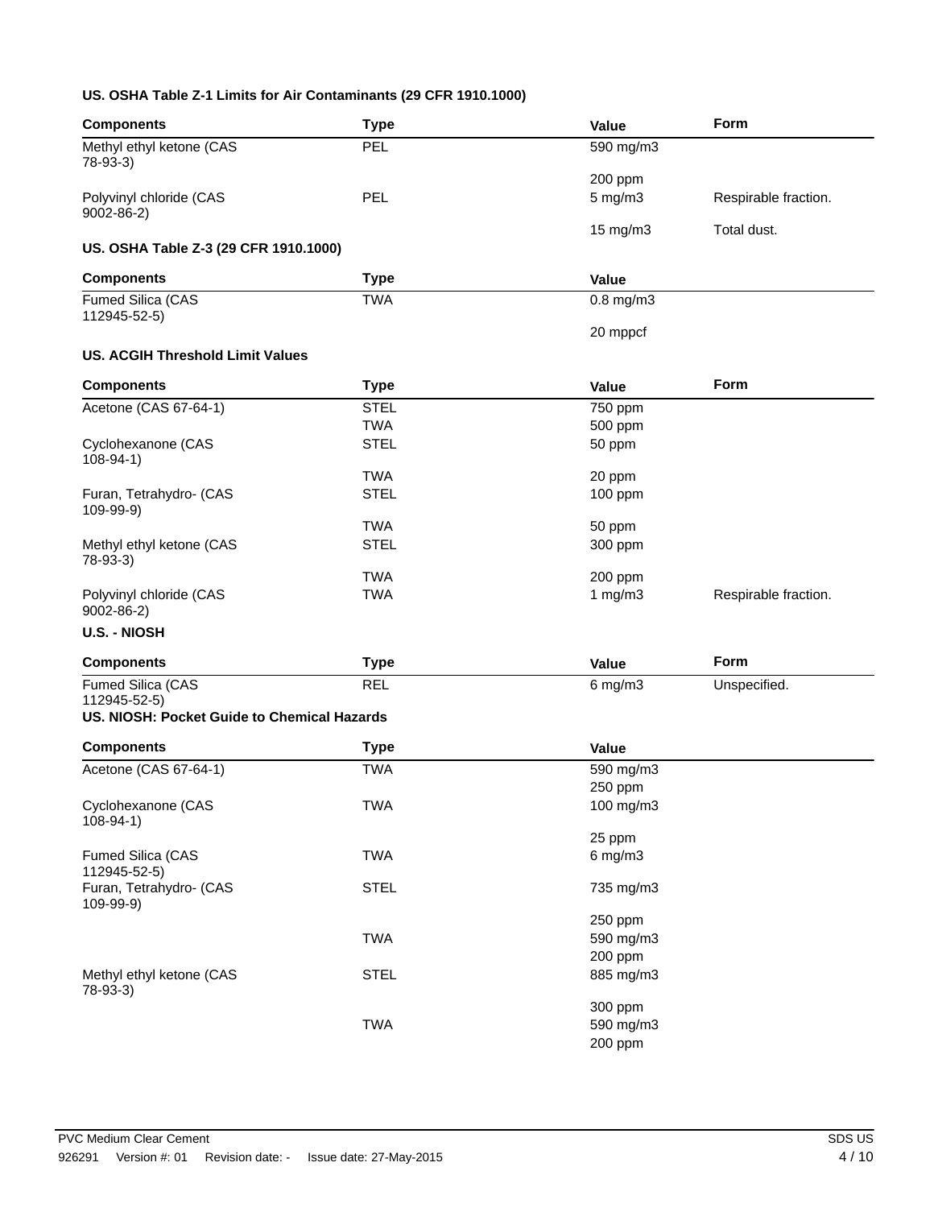**US. OSHA Table Z-1 Limits for Air Contaminants (29 CFR 1910.1000)**

| Components | Type | Value | Form |
| --- | --- | --- | --- |
| Methyl ethyl ketone (CAS 78-93-3) | PEL | 590 mg/m3 | |
| | | 200 ppm | |
| Polyvinyl chloride (CAS 9002-86-2) | PEL | 5 mg/m3 | Respirable fraction. |
| | | 15 mg/m3 | Total dust. |

**US. OSHA Table Z-3 (29 CFR 1910.1000)**

| Components | Type | Value |
| --- | --- | --- |
| Fumed Silica (CAS 112945-52-5) | TWA | 0.8 mg/m3 |
| | | 20 mppcf |

**US. ACGIH Threshold Limit Values**

| Components | Type | Value | Form |
| --- | --- | --- | --- |
| Acetone (CAS 67-64-1) | STEL | 750 ppm | |
| | TWA | 500 ppm | |
| Cyclohexanone (CAS 108-94-1) | STEL | 50 ppm | |
| | TWA | 20 ppm | |
| Furan, Tetrahydro- (CAS 109-99-9) | STEL | 100 ppm | |
| | TWA | 50 ppm | |
| Methyl ethyl ketone (CAS 78-93-3) | STEL | 300 ppm | |
| | TWA | 200 ppm | |
| Polyvinyl chloride (CAS 9002-86-2) | TWA | 1 mg/m3 | Respirable fraction. |

**U.S. - NIOSH**

| Components | Type | Value | Form |
| --- | --- | --- | --- |
| Fumed Silica (CAS 112945-52-5) | REL | 6 mg/m3 | Unspecified. |

**US. NIOSH: Pocket Guide to Chemical Hazards**

| Components | Type | Value |
| --- | --- | --- |
| Acetone (CAS 67-64-1) | TWA | 590 mg/m3 |
| | | 250 ppm |
| Cyclohexanone (CAS 108-94-1) | TWA | 100 mg/m3 |
| | | 25 ppm |
| Fumed Silica (CAS 112945-52-5) | TWA | 6 mg/m3 |
| Furan, Tetrahydro- (CAS 109-99-9) | STEL | 735 mg/m3 |
| | | 250 ppm |
| | TWA | 590 mg/m3 |
| | | 200 ppm |
| Methyl ethyl ketone (CAS 78-93-3) | STEL | 885 mg/m3 |
| | | 300 ppm |
| | TWA | 590 mg/m3 |
| | | 200 ppm |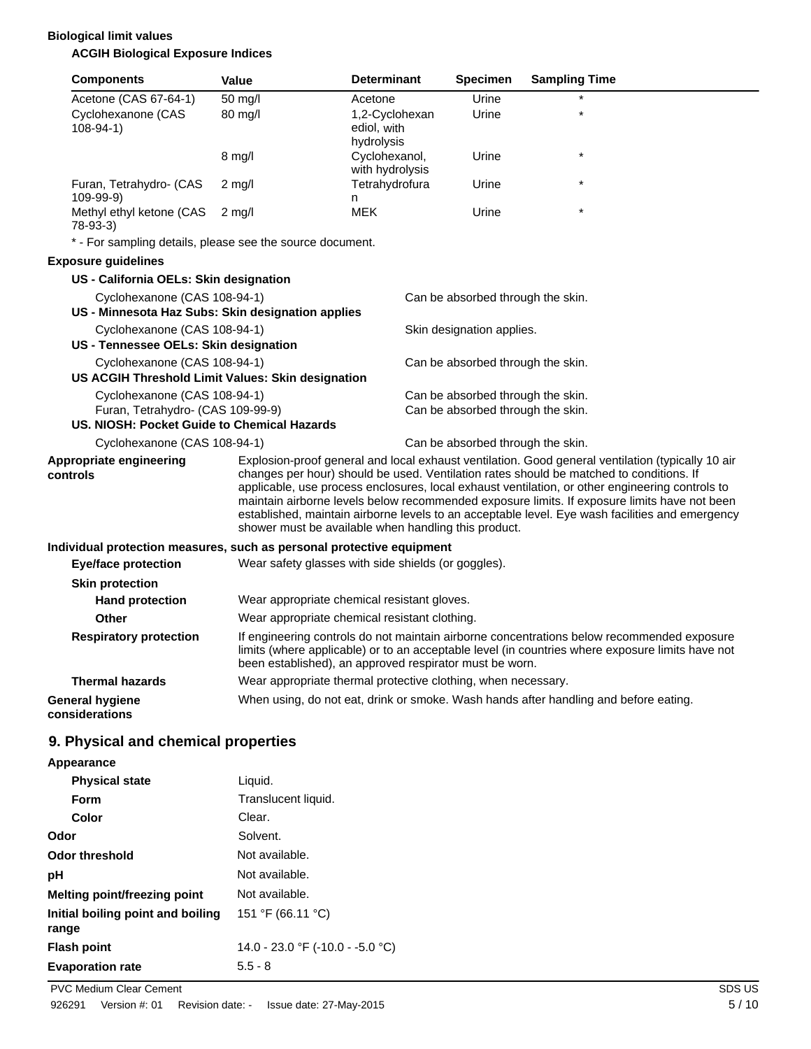**Biological limit values**

**ACGIH Biological Exposure Indices**

| Components | Value | Determinant | Specimen | Sampling Time |
|---|---|---|---|---|
| Acetone (CAS 67-64-1) | 50 mg/l | Acetone | Urine | * |
| Cyclohexanone (CAS 108-94-1) | 80 mg/l | 1,2-Cyclohexanediol, with hydrolysis | Urine | * |
| | 8 mg/l | Cyclohexanol, with hydrolysis | Urine | * |
| Furan, Tetrahydro- (CAS 109-99-9) | 2 mg/l | Tetrahydrofuran | Urine | * |
| Methyl ethyl ketone (CAS 78-93-3) | 2 mg/l | MEK | Urine | * |

* - For sampling details, please see the source document.

**Exposure guidelines**

**US - California OELs: Skin designation**

| | |
|---|---|
| Cyclohexanone (CAS 108-94-1) | Can be absorbed through the skin. |

**US - Minnesota Haz Subs: Skin designation applies**

| | |
|---|---|
| Cyclohexanone (CAS 108-94-1) | Skin designation applies. |

**US - Tennessee OELs: Skin designation**

| | |
|---|---|
| Cyclohexanone (CAS 108-94-1) | Can be absorbed through the skin. |

**US ACGIH Threshold Limit Values: Skin designation**

| | |
|---|---|
| Cyclohexanone (CAS 108-94-1) | Can be absorbed through the skin. |
| Furan, Tetrahydro- (CAS 109-99-9) | Can be absorbed through the skin. |

**US. NIOSH: Pocket Guide to Chemical Hazards**

| | |
|---|---|
| Cyclohexanone (CAS 108-94-1) | Can be absorbed through the skin. |

**Appropriate engineering controls**
Explosion-proof general and local exhaust ventilation. Good general ventilation (typically 10 air changes per hour) should be used. Ventilation rates should be matched to conditions. If applicable, use process enclosures, local exhaust ventilation, or other engineering controls to maintain airborne levels below recommended exposure limits. If exposure limits have not been established, maintain airborne levels to an acceptable level. Eye wash facilities and emergency shower must be available when handling this product.

**Individual protection measures, such as personal protective equipment**

**Eye/face protection**
Wear safety glasses with side shields (or goggles).

**Skin protection**

**Hand protection**
Wear appropriate chemical resistant gloves.

**Other**
Wear appropriate chemical resistant clothing.

**Respiratory protection**
If engineering controls do not maintain airborne concentrations below recommended exposure limits (where applicable) or to an acceptable level (in countries where exposure limits have not been established), an approved respirator must be worn.

**Thermal hazards**
Wear appropriate thermal protective clothing, when necessary.

**General hygiene considerations**
When using, do not eat, drink or smoke. Wash hands after handling and before eating.

## 9. Physical and chemical properties

**Appearance**

| | |
|---|---|
| **Physical state** | Liquid. |
| **Form** | Translucent liquid. |
| **Color** | Clear. |
| **Odor** | Solvent. |
| **Odor threshold** | Not available. |
| **pH** | Not available. |
| **Melting point/freezing point** | Not available. |
| **Initial boiling point and boiling range** | 151 °F (66.11 °C) |
| **Flash point** | 14.0 - 23.0 °F (-10.0 - -5.0 °C) |
| **Evaporation rate** | 5.5 - 8 |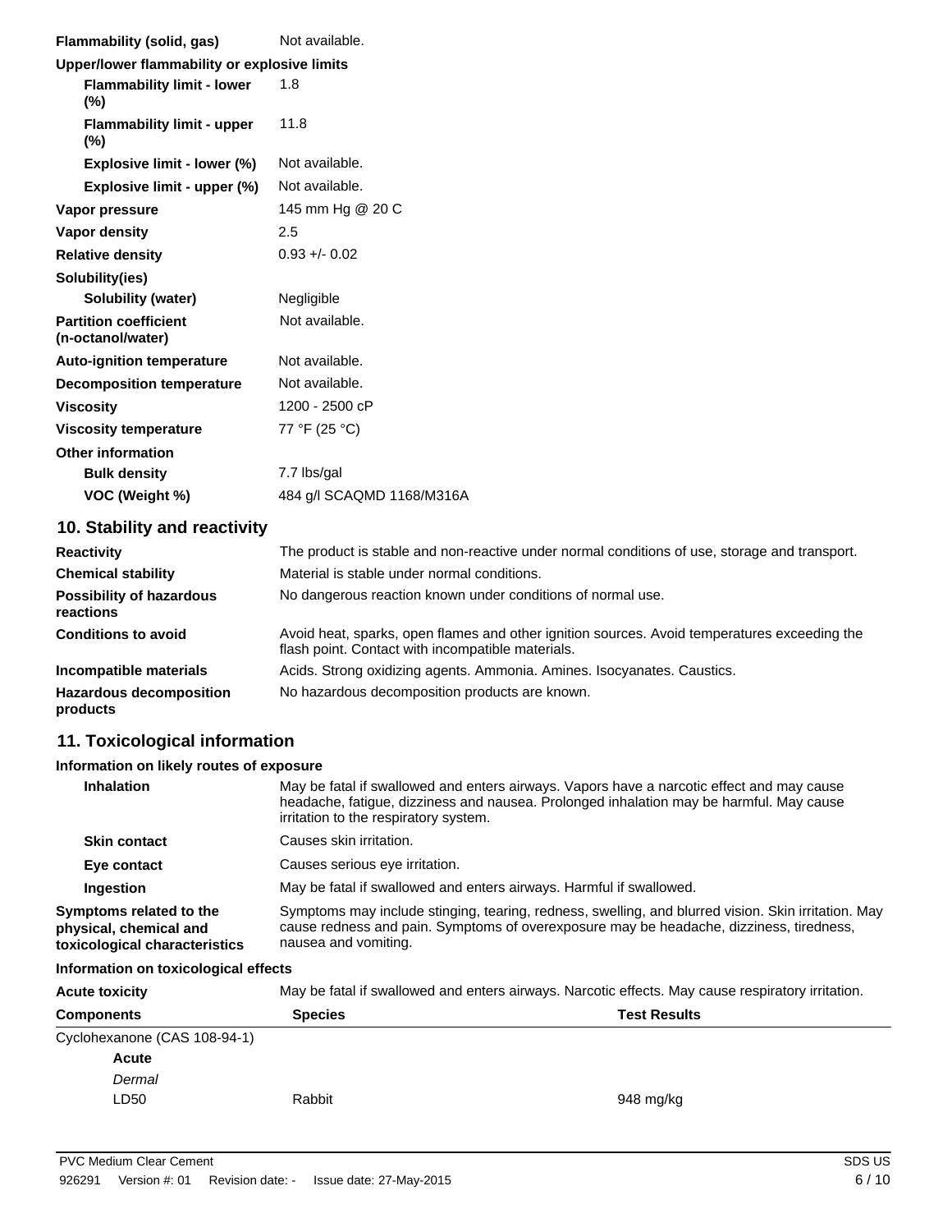| | |
|---|---|
| **Flammability (solid, gas)** | Not available. |
| **Upper/lower flammability or explosive limits** | |
| **Flammability limit - lower (%)** | 1.8 |
| **Flammability limit - upper (%)** | 11.8 |
| **Explosive limit - lower (%)** | Not available. |
| **Explosive limit - upper (%)** | Not available. |
| **Vapor pressure** | 145 mm Hg @ 20 C |
| **Vapor density** | 2.5 |
| **Relative density** | 0.93 +/- 0.02 |
| **Solubility(ies)** | |
| **Solubility (water)** | Negligible |
| **Partition coefficient (n-octanol/water)** | Not available. |
| **Auto-ignition temperature** | Not available. |
| **Decomposition temperature** | Not available. |
| **Viscosity** | 1200 - 2500 cP |
| **Viscosity temperature** | 77 °F (25 °C) |
| **Other information** | |
| **Bulk density** | 7.7 lbs/gal |
| **VOC (Weight %)** | 484 g/l SCAQMD 1168/M316A |

## 10. Stability and reactivity

| | |
|---|---|
| **Reactivity** | The product is stable and non-reactive under normal conditions of use, storage and transport. |
| **Chemical stability** | Material is stable under normal conditions. |
| **Possibility of hazardous reactions** | No dangerous reaction known under conditions of normal use. |
| **Conditions to avoid** | Avoid heat, sparks, open flames and other ignition sources. Avoid temperatures exceeding the flash point. Contact with incompatible materials. |
| **Incompatible materials** | Acids. Strong oxidizing agents. Ammonia. Amines. Isocyanates. Caustics. |
| **Hazardous decomposition products** | No hazardous decomposition products are known. |

## 11. Toxicological information

**Information on likely routes of exposure**

| | |
|---|---|
| **Inhalation** | May be fatal if swallowed and enters airways. Vapors have a narcotic effect and may cause headache, fatigue, dizziness and nausea. Prolonged inhalation may be harmful. May cause irritation to the respiratory system. |
| **Skin contact** | Causes skin irritation. |
| **Eye contact** | Causes serious eye irritation. |
| **Ingestion** | May be fatal if swallowed and enters airways. Harmful if swallowed. |
| **Symptoms related to the physical, chemical and toxicological characteristics** | Symptoms may include stinging, tearing, redness, swelling, and blurred vision. Skin irritation. May cause redness and pain. Symptoms of overexposure may be headache, dizziness, tiredness, nausea and vomiting. |

**Information on toxicological effects**

**Acute toxicity** May be fatal if swallowed and enters airways. Narcotic effects. May cause respiratory irritation.

| Components | Species | Test Results |
|---|---|---|
| Cyclohexanone (CAS 108-94-1) | | |
| **Acute** | | |
| *Dermal* | | |
| LD50 | Rabbit | 948 mg/kg |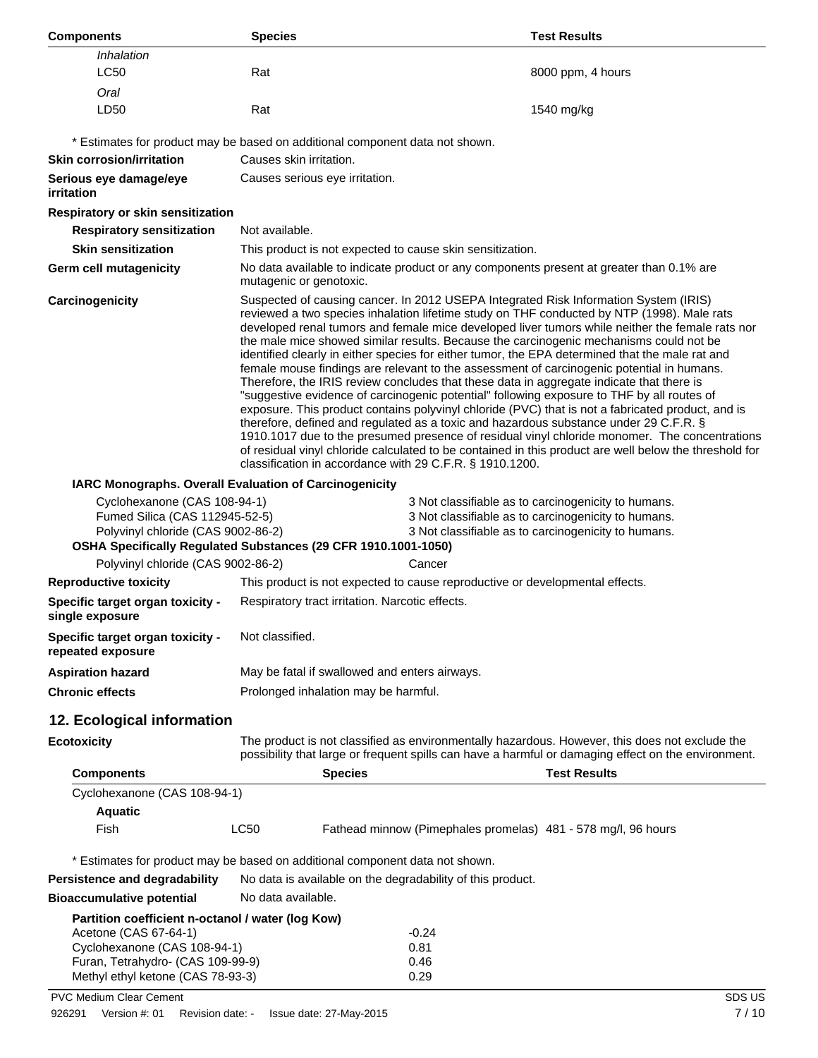| Components | Species | Test Results |
|---|---|---|
| *Inhalation* | | |
| LC50 | Rat | 8000 ppm, 4 hours |
| *Oral* | | |
| LD50 | Rat | 1540 mg/kg |

* Estimates for product may be based on additional component data not shown.

**Skin corrosion/irritation** Causes skin irritation.

**Serious eye damage/eye irritation** Causes serious eye irritation.

**Respiratory or skin sensitization**

**Respiratory sensitization** Not available.

**Skin sensitization** This product is not expected to cause skin sensitization.

**Germ cell mutagenicity** No data available to indicate product or any components present at greater than 0.1% are mutagenic or genotoxic.

**Carcinogenicity** Suspected of causing cancer. In 2012 USEPA Integrated Risk Information System (IRIS) reviewed a two species inhalation lifetime study on THF conducted by NTP (1998). Male rats developed renal tumors and female mice developed liver tumors while neither the female rats nor the male mice showed similar results. Because the carcinogenic mechanisms could not be identified clearly in either species for either tumor, the EPA determined that the male rat and female mouse findings are relevant to the assessment of carcinogenic potential in humans. Therefore, the IRIS review concludes that these data in aggregate indicate that there is "suggestive evidence of carcinogenic potential" following exposure to THF by all routes of exposure. This product contains polyvinyl chloride (PVC) that is not a fabricated product, and is therefore, defined and regulated as a toxic and hazardous substance under 29 C.F.R. § 1910.1017 due to the presumed presence of residual vinyl chloride monomer. The concentrations of residual vinyl chloride calculated to be contained in this product are well below the threshold for classification in accordance with 29 C.F.R. § 1910.1200.

**IARC Monographs. Overall Evaluation of Carcinogenicity**

| | |
|---|---|
| Cyclohexanone (CAS 108-94-1) | 3 Not classifiable as to carcinogenicity to humans. |
| Fumed Silica (CAS 112945-52-5) | 3 Not classifiable as to carcinogenicity to humans. |
| Polyvinyl chloride (CAS 9002-86-2) | 3 Not classifiable as to carcinogenicity to humans. |

**OSHA Specifically Regulated Substances (29 CFR 1910.1001-1050)**

| | |
|---|---|
| Polyvinyl chloride (CAS 9002-86-2) | Cancer |

**Reproductive toxicity** This product is not expected to cause reproductive or developmental effects.

**Specific target organ toxicity - single exposure** Respiratory tract irritation. Narcotic effects.

**Specific target organ toxicity - repeated exposure** Not classified.

**Aspiration hazard** May be fatal if swallowed and enters airways.

**Chronic effects** Prolonged inhalation may be harmful.

## 12. Ecological information

**Ecotoxicity** The product is not classified as environmentally hazardous. However, this does not exclude the possibility that large or frequent spills can have a harmful or damaging effect on the environment.

| Components | | Species | Test Results |
|---|---|---|---|
| Cyclohexanone (CAS 108-94-1) | | | |
| **Aquatic** | | | |
| Fish | LC50 | Fathead minnow (Pimephales promelas) | 481 - 578 mg/l, 96 hours |

* Estimates for product may be based on additional component data not shown.

**Persistence and degradability** No data is available on the degradability of this product.

**Bioaccumulative potential** No data available.

**Partition coefficient n-octanol / water (log Kow)**

| | |
|---|---|
| Acetone (CAS 67-64-1) | -0.24 |
| Cyclohexanone (CAS 108-94-1) | 0.81 |
| Furan, Tetrahydro- (CAS 109-99-9) | 0.46 |
| Methyl ethyl ketone (CAS 78-93-3) | 0.29 |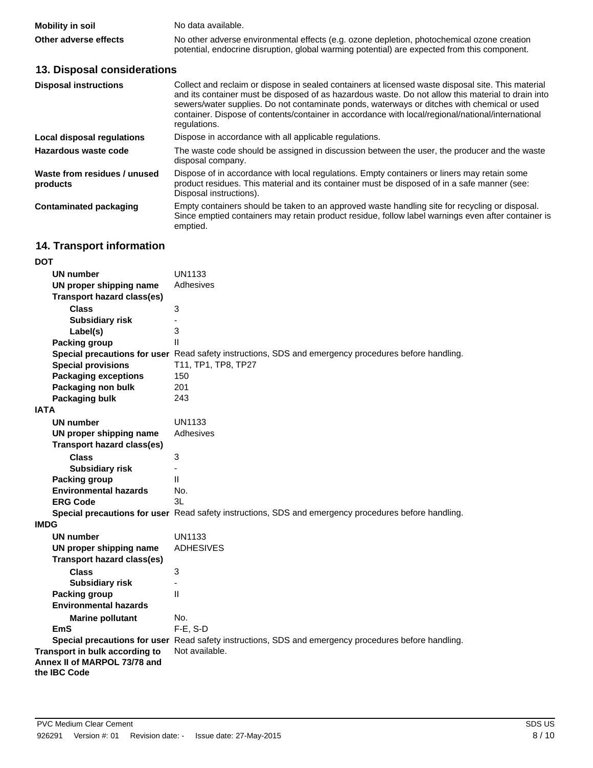| | |
|---|---|
| **Mobility in soil** | No data available. |
| **Other adverse effects** | No other adverse environmental effects (e.g. ozone depletion, photochemical ozone creation potential, endocrine disruption, global warming potential) are expected from this component. |

## 13. Disposal considerations

| | |
|---|---|
| **Disposal instructions** | Collect and reclaim or dispose in sealed containers at licensed waste disposal site. This material and its container must be disposed of as hazardous waste. Do not allow this material to drain into sewers/water supplies. Do not contaminate ponds, waterways or ditches with chemical or used container. Dispose of contents/container in accordance with local/regional/national/international regulations. |
| **Local disposal regulations** | Dispose in accordance with all applicable regulations. |
| **Hazardous waste code** | The waste code should be assigned in discussion between the user, the producer and the waste disposal company. |
| **Waste from residues / unused products** | Dispose of in accordance with local regulations. Empty containers or liners may retain some product residues. This material and its container must be disposed of in a safe manner (see: Disposal instructions). |
| **Contaminated packaging** | Empty containers should be taken to an approved waste handling site for recycling or disposal. Since emptied containers may retain product residue, follow label warnings even after container is emptied. |

## 14. Transport information

**DOT**

| | |
|---|---|
| **UN number** | UN1133 |
| **UN proper shipping name** | Adhesives |
| **Transport hazard class(es)** | |
| **Class** | 3 |
| **Subsidiary risk** | - |
| **Label(s)** | 3 |
| **Packing group** | II |
| **Special precautions for user** | Read safety instructions, SDS and emergency procedures before handling. |
| **Special provisions** | T11, TP1, TP8, TP27 |
| **Packaging exceptions** | 150 |
| **Packaging non bulk** | 201 |
| **Packaging bulk** | 243 |

**IATA**

| | |
|---|---|
| **UN number** | UN1133 |
| **UN proper shipping name** | Adhesives |
| **Transport hazard class(es)** | |
| **Class** | 3 |
| **Subsidiary risk** | - |
| **Packing group** | II |
| **Environmental hazards** | No. |
| **ERG Code** | 3L |
| **Special precautions for user** | Read safety instructions, SDS and emergency procedures before handling. |

**IMDG**

| | |
|---|---|
| **UN number** | UN1133 |
| **UN proper shipping name** | ADHESIVES |
| **Transport hazard class(es)** | |
| **Class** | 3 |
| **Subsidiary risk** | - |
| **Packing group** | II |
| **Environmental hazards** | |
| **Marine pollutant** | No. |
| **EmS** | F-E, S-D |
| **Special precautions for user** | Read safety instructions, SDS and emergency procedures before handling. |

| | |
|---|---|
| **Transport in bulk according to Annex II of MARPOL 73/78 and the IBC Code** | Not available. |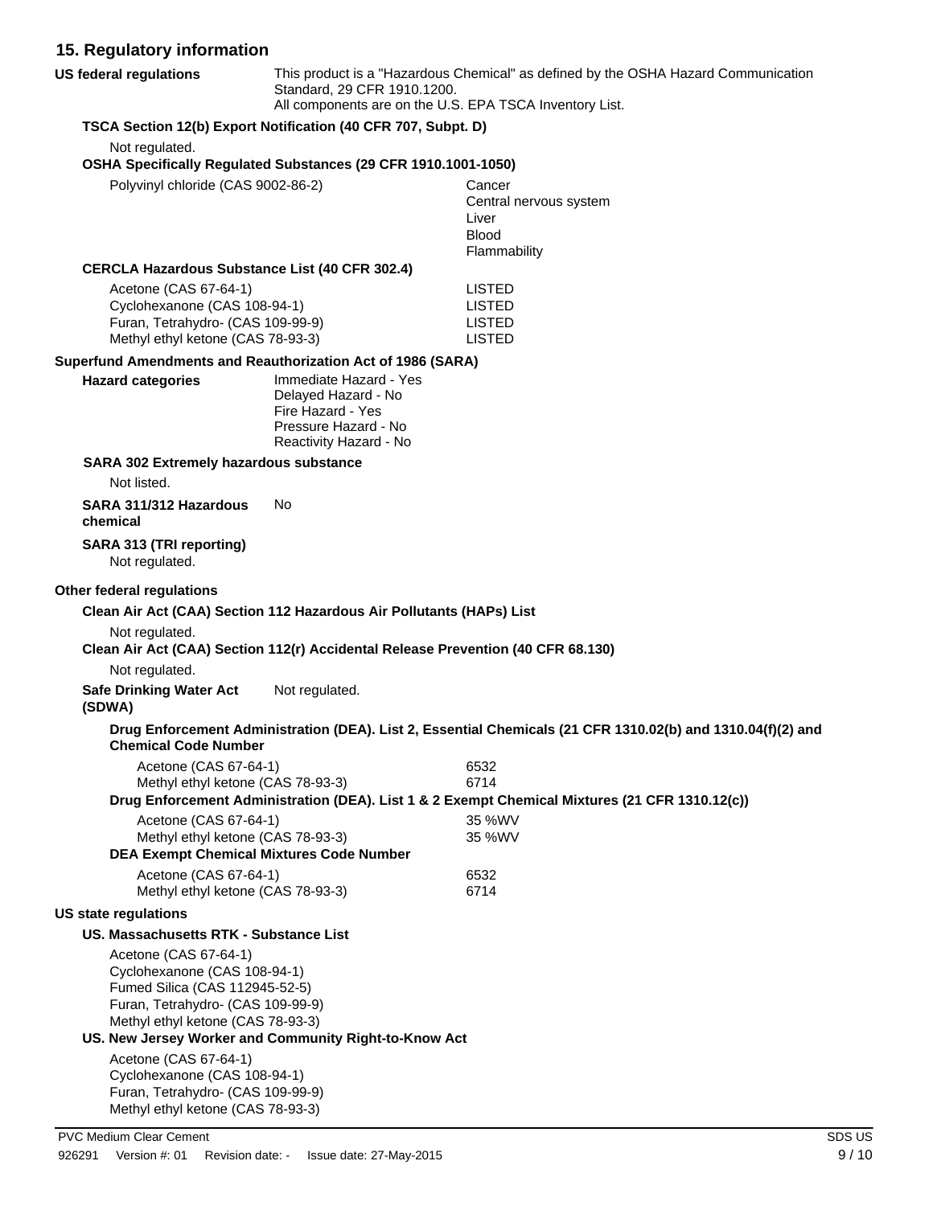## 15. Regulatory information

**US federal regulations** This product is a "Hazardous Chemical" as defined by the OSHA Hazard Communication Standard, 29 CFR 1910.1200.
All components are on the U.S. EPA TSCA Inventory List.

**TSCA Section 12(b) Export Notification (40 CFR 707, Subpt. D)**

Not regulated.

**OSHA Specifically Regulated Substances (29 CFR 1910.1001-1050)**

| | |
|---|---|
| Polyvinyl chloride (CAS 9002-86-2) | Cancer<br>Central nervous system<br>Liver<br>Blood<br>Flammability |

**CERCLA Hazardous Substance List (40 CFR 302.4)**

| | |
|---|---|
| Acetone (CAS 67-64-1) | LISTED |
| Cyclohexanone (CAS 108-94-1) | LISTED |
| Furan, Tetrahydro- (CAS 109-99-9) | LISTED |
| Methyl ethyl ketone (CAS 78-93-3) | LISTED |

**Superfund Amendments and Reauthorization Act of 1986 (SARA)**

**Hazard categories**
Immediate Hazard - Yes
Delayed Hazard - No
Fire Hazard - Yes
Pressure Hazard - No
Reactivity Hazard - No

**SARA 302 Extremely hazardous substance**

Not listed.

**SARA 311/312 Hazardous chemical** No

**SARA 313 (TRI reporting)**

Not regulated.

**Other federal regulations**

**Clean Air Act (CAA) Section 112 Hazardous Air Pollutants (HAPs) List**

Not regulated.

**Clean Air Act (CAA) Section 112(r) Accidental Release Prevention (40 CFR 68.130)**

Not regulated.

**Safe Drinking Water Act (SDWA)** Not regulated.

**Drug Enforcement Administration (DEA). List 2, Essential Chemicals (21 CFR 1310.02(b) and 1310.04(f)(2) and Chemical Code Number**

| | |
|---|---|
| Acetone (CAS 67-64-1) | 6532 |
| Methyl ethyl ketone (CAS 78-93-3) | 6714 |

**Drug Enforcement Administration (DEA). List 1 & 2 Exempt Chemical Mixtures (21 CFR 1310.12(c))**

| | |
|---|---|
| Acetone (CAS 67-64-1) | 35 %WV |
| Methyl ethyl ketone (CAS 78-93-3) | 35 %WV |

**DEA Exempt Chemical Mixtures Code Number**

| | |
|---|---|
| Acetone (CAS 67-64-1) | 6532 |
| Methyl ethyl ketone (CAS 78-93-3) | 6714 |

**US state regulations**

**US. Massachusetts RTK - Substance List**

Acetone (CAS 67-64-1)
Cyclohexanone (CAS 108-94-1)
Fumed Silica (CAS 112945-52-5)
Furan, Tetrahydro- (CAS 109-99-9)
Methyl ethyl ketone (CAS 78-93-3)

**US. New Jersey Worker and Community Right-to-Know Act**

Acetone (CAS 67-64-1)
Cyclohexanone (CAS 108-94-1)
Furan, Tetrahydro- (CAS 109-99-9)
Methyl ethyl ketone (CAS 78-93-3)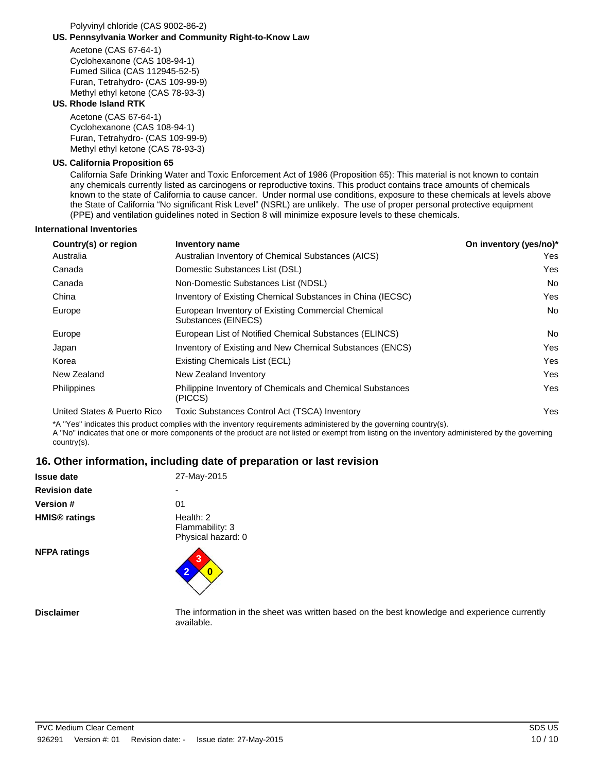Polyvinyl chloride (CAS 9002-86-2)

**US. Pennsylvania Worker and Community Right-to-Know Law**

Acetone (CAS 67-64-1)
Cyclohexanone (CAS 108-94-1)
Fumed Silica (CAS 112945-52-5)
Furan, Tetrahydro- (CAS 109-99-9)
Methyl ethyl ketone (CAS 78-93-3)

**US. Rhode Island RTK**

Acetone (CAS 67-64-1)
Cyclohexanone (CAS 108-94-1)
Furan, Tetrahydro- (CAS 109-99-9)
Methyl ethyl ketone (CAS 78-93-3)

**US. California Proposition 65**

California Safe Drinking Water and Toxic Enforcement Act of 1986 (Proposition 65): This material is not known to contain any chemicals currently listed as carcinogens or reproductive toxins. This product contains trace amounts of chemicals known to the state of California to cause cancer. Under normal use conditions, exposure to these chemicals at levels above the State of California "No significant Risk Level" (NSRL) are unlikely. The use of proper personal protective equipment (PPE) and ventilation guidelines noted in Section 8 will minimize exposure levels to these chemicals.

**International Inventories**

| Country(s) or region | Inventory name | On inventory (yes/no)* |
|---|---|---|
| Australia | Australian Inventory of Chemical Substances (AICS) | Yes |
| Canada | Domestic Substances List (DSL) | Yes |
| Canada | Non-Domestic Substances List (NDSL) | No |
| China | Inventory of Existing Chemical Substances in China (IECSC) | Yes |
| Europe | European Inventory of Existing Commercial Chemical Substances (EINECS) | No |
| Europe | European List of Notified Chemical Substances (ELINCS) | No |
| Japan | Inventory of Existing and New Chemical Substances (ENCS) | Yes |
| Korea | Existing Chemicals List (ECL) | Yes |
| New Zealand | New Zealand Inventory | Yes |
| Philippines | Philippine Inventory of Chemicals and Chemical Substances (PICCS) | Yes |
| United States & Puerto Rico | Toxic Substances Control Act (TSCA) Inventory | Yes |

*A "Yes" indicates this product complies with the inventory requirements administered by the governing country(s).
A "No" indicates that one or more components of the product are not listed or exempt from listing on the inventory administered by the governing country(s).

## 16. Other information, including date of preparation or last revision

**Issue date** 27-May-2015

**Revision date** -

**Version #** 01

**HMIS® ratings** Health: 2
Flammability: 3
Physical hazard: 0

**NFPA ratings**

3
2 0

**Disclaimer** The information in the sheet was written based on the best knowledge and experience currently available.